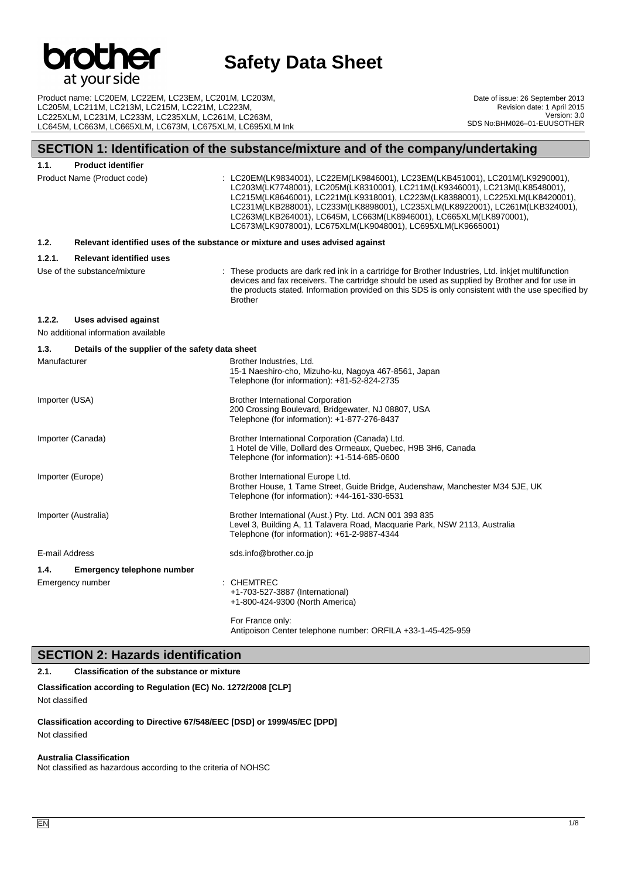# Safety Data Sheet

Product name: LC20EM, LC22EM, LC23EM, LC201M, LC203M, LC205M, LC211M, LC213M, LC215M, LC221M, LC223M, LC225XLM, LC231M, LC233M, LC235XLM, LC261M, LC263M, LC645M, LC663M, LC665XLM, LC673M, LC675XLM, LC695XLM Ink

Date of issue: 26 September 2013
Revision date: 1 April 2015
Version: 3.0
SDS No:BHM026–01-EUUSOTHER

## SECTION 1: Identification of the substance/mixture and of the company/undertaking

### 1.1. Product identifier

Product Name (Product code) : LC20EM(LK9834001), LC22EM(LK9846001), LC23EM(LKB451001), LC201M(LK9290001), LC203M(LK7748001), LC205M(LK8310001), LC211M(LK9346001), LC213M(LK8548001), LC215M(LK8646001), LC221M(LK9318001), LC223M(LK8388001), LC225XLM(LK8420001), LC231M(LKB288001), LC233M(LK8898001), LC235XLM(LK8922001), LC261M(LKB324001), LC263M(LKB264001), LC645M, LC663M(LK8946001), LC665XLM(LK8970001), LC673M(LK9078001), LC675XLM(LK9048001), LC695XLM(LK9665001)

### 1.2. Relevant identified uses of the substance or mixture and uses advised against

#### 1.2.1. Relevant identified uses

Use of the substance/mixture : These products are dark red ink in a cartridge for Brother Industries, Ltd. inkjet multifunction devices and fax receivers. The cartridge should be used as supplied by Brother and for use in the products stated. Information provided on this SDS is only consistent with the use specified by Brother

#### 1.2.2. Uses advised against

No additional information available

### 1.3. Details of the supplier of the safety data sheet

Manufacturer
Brother Industries, Ltd.
15-1 Naeshiro-cho, Mizuho-ku, Nagoya 467-8561, Japan
Telephone (for information): +81-52-824-2735

Importer (USA)
Brother International Corporation
200 Crossing Boulevard, Bridgewater, NJ 08807, USA
Telephone (for information): +1-877-276-8437

Importer (Canada)
Brother International Corporation (Canada) Ltd.
1 Hotel de Ville, Dollard des Ormeaux, Quebec, H9B 3H6, Canada
Telephone (for information): +1-514-685-0600

Importer (Europe)
Brother International Europe Ltd.
Brother House, 1 Tame Street, Guide Bridge, Audenshaw, Manchester M34 5JE, UK
Telephone (for information): +44-161-330-6531

Importer (Australia)
Brother International (Aust.) Pty. Ltd. ACN 001 393 835
Level 3, Building A, 11 Talavera Road, Macquarie Park, NSW 2113, Australia
Telephone (for information): +61-2-9887-4344

E-mail Address
sds.info@brother.co.jp

### 1.4. Emergency telephone number

Emergency number : CHEMTREC
+1-703-527-3887 (International)
+1-800-424-9300 (North America)

For France only:
Antipoison Center telephone number: ORFILA +33-1-45-425-959

## SECTION 2: Hazards identification

### 2.1. Classification of the substance or mixture

**Classification according to Regulation (EC) No. 1272/2008 [CLP]**

Not classified

**Classification according to Directive 67/548/EEC [DSD] or 1999/45/EC [DPD]**

Not classified

**Australia Classification**

Not classified as hazardous according to the criteria of NOHSC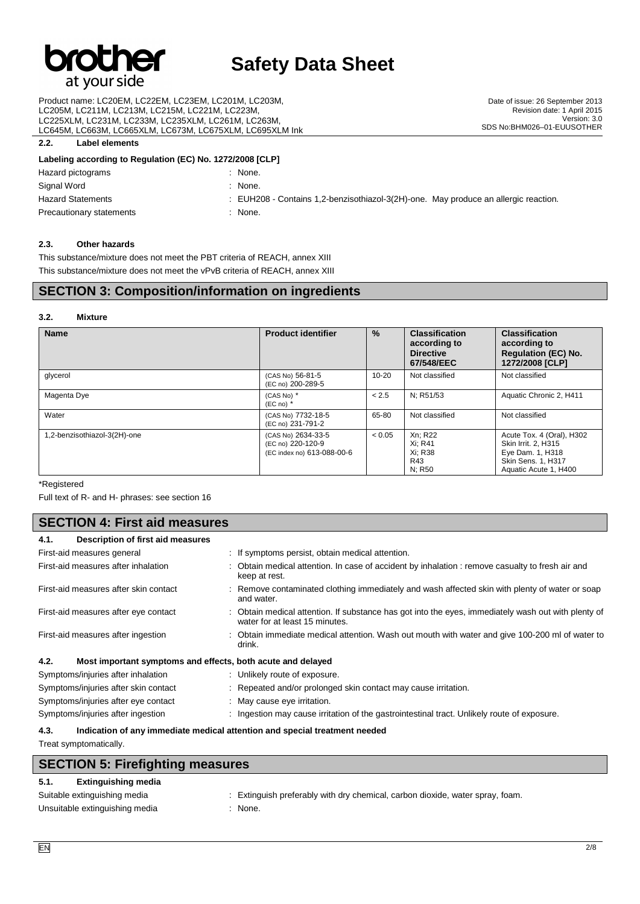#### 2.2. Label elements

**Labeling according to Regulation (EC) No. 1272/2008 [CLP]**

| | |
|---|---|
| Hazard pictograms | : None. |
| Signal Word | : None. |
| Hazard Statements | : EUH208 - Contains 1,2-benzisothiazol-3(2H)-one. May produce an allergic reaction. |
| Precautionary statements | : None. |

#### 2.3. Other hazards

This substance/mixture does not meet the PBT criteria of REACH, annex XIII

This substance/mixture does not meet the vPvB criteria of REACH, annex XIII

## SECTION 3: Composition/information on ingredients

#### 3.2. Mixture

| Name | Product identifier | % | Classification according to Directive 67/548/EEC | Classification according to Regulation (EC) No. 1272/2008 [CLP] |
|---|---|---|---|---|
| glycerol | (CAS No) 56-81-5<br>(EC no) 200-289-5 | 10-20 | Not classified | Not classified |
| Magenta Dye | (CAS No) *<br>(EC no) * | < 2.5 | N; R51/53 | Aquatic Chronic 2, H411 |
| Water | (CAS No) 7732-18-5<br>(EC no) 231-791-2 | 65-80 | Not classified | Not classified |
| 1,2-benzisothiazol-3(2H)-one | (CAS No) 2634-33-5<br>(EC no) 220-120-9<br>(EC index no) 613-088-00-6 | < 0.05 | Xn; R22<br>Xi; R41<br>Xi; R38<br>R43<br>N; R50 | Acute Tox. 4 (Oral), H302<br>Skin Irrit. 2, H315<br>Eye Dam. 1, H318<br>Skin Sens. 1, H317<br>Aquatic Acute 1, H400 |

*Registered

Full text of R- and H- phrases: see section 16

## SECTION 4: First aid measures

#### 4.1. Description of first aid measures

| | |
|---|---|
| First-aid measures general | : If symptoms persist, obtain medical attention. |
| First-aid measures after inhalation | : Obtain medical attention. In case of accident by inhalation : remove casualty to fresh air and keep at rest. |
| First-aid measures after skin contact | : Remove contaminated clothing immediately and wash affected skin with plenty of water or soap and water. |
| First-aid measures after eye contact | : Obtain medical attention. If substance has got into the eyes, immediately wash out with plenty of water for at least 15 minutes. |
| First-aid measures after ingestion | : Obtain immediate medical attention. Wash out mouth with water and give 100-200 ml of water to drink. |

#### 4.2. Most important symptoms and effects, both acute and delayed

| | |
|---|---|
| Symptoms/injuries after inhalation | : Unlikely route of exposure. |
| Symptoms/injuries after skin contact | : Repeated and/or prolonged skin contact may cause irritation. |
| Symptoms/injuries after eye contact | : May cause eye irritation. |
| Symptoms/injuries after ingestion | : Ingestion may cause irritation of the gastrointestinal tract. Unlikely route of exposure. |

#### 4.3. Indication of any immediate medical attention and special treatment needed

Treat symptomatically.

## SECTION 5: Firefighting measures

#### 5.1. Extinguishing media

| | |
|---|---|
| Suitable extinguishing media | : Extinguish preferably with dry chemical, carbon dioxide, water spray, foam. |
| Unsuitable extinguishing media | : None. |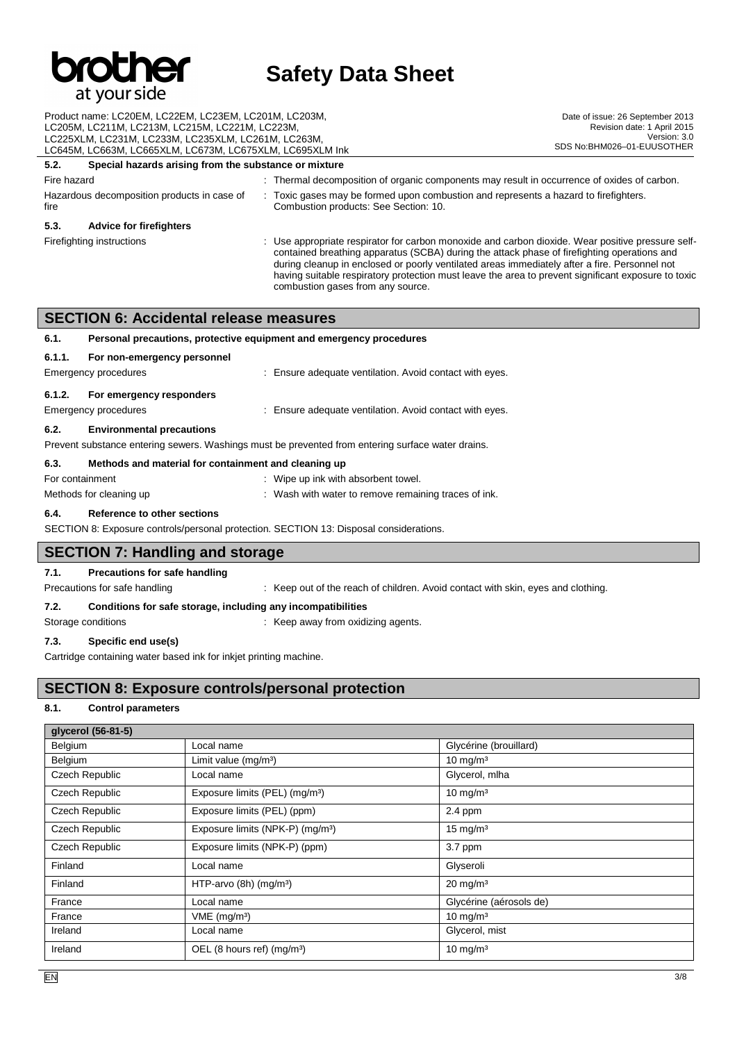#### 5.2. Special hazards arising from the substance or mixture

Fire hazard : Thermal decomposition of organic components may result in occurrence of oxides of carbon.

Hazardous decomposition products in case of fire : Toxic gases may be formed upon combustion and represents a hazard to firefighters. Combustion products: See Section: 10.

#### 5.3. Advice for firefighters

Firefighting instructions : Use appropriate respirator for carbon monoxide and carbon dioxide. Wear positive pressure self-contained breathing apparatus (SCBA) during the attack phase of firefighting operations and during cleanup in enclosed or poorly ventilated areas immediately after a fire. Personnel not having suitable respiratory protection must leave the area to prevent significant exposure to toxic combustion gases from any source.

## SECTION 6: Accidental release measures

#### 6.1. Personal precautions, protective equipment and emergency procedures

##### 6.1.1. For non-emergency personnel

Emergency procedures : Ensure adequate ventilation. Avoid contact with eyes.

##### 6.1.2. For emergency responders

Emergency procedures : Ensure adequate ventilation. Avoid contact with eyes.

#### 6.2. Environmental precautions

Prevent substance entering sewers. Washings must be prevented from entering surface water drains.

#### 6.3. Methods and material for containment and cleaning up

For containment : Wipe up ink with absorbent towel.

Methods for cleaning up : Wash with water to remove remaining traces of ink.

#### 6.4. Reference to other sections

SECTION 8: Exposure controls/personal protection. SECTION 13: Disposal considerations.

## SECTION 7: Handling and storage

#### 7.1. Precautions for safe handling

Precautions for safe handling : Keep out of the reach of children. Avoid contact with skin, eyes and clothing.

#### 7.2. Conditions for safe storage, including any incompatibilities

Storage conditions : Keep away from oxidizing agents.

#### 7.3. Specific end use(s)

Cartridge containing water based ink for inkjet printing machine.

## SECTION 8: Exposure controls/personal protection

#### 8.1. Control parameters

| glycerol (56-81-5) | | |
|---|---|---|
| Belgium | Local name | Glycérine (brouillard) |
| Belgium | Limit value (mg/m³) | 10 mg/m³ |
| Czech Republic | Local name | Glycerol, mlha |
| Czech Republic | Exposure limits (PEL) (mg/m³) | 10 mg/m³ |
| Czech Republic | Exposure limits (PEL) (ppm) | 2.4 ppm |
| Czech Republic | Exposure limits (NPK-P) (mg/m³) | 15 mg/m³ |
| Czech Republic | Exposure limits (NPK-P) (ppm) | 3.7 ppm |
| Finland | Local name | Glyseroli |
| Finland | HTP-arvo (8h) (mg/m³) | 20 mg/m³ |
| France | Local name | Glycérine (aérosols de) |
| France | VME (mg/m³) | 10 mg/m³ |
| Ireland | Local name | Glycerol, mist |
| Ireland | OEL (8 hours ref) (mg/m³) | 10 mg/m³ |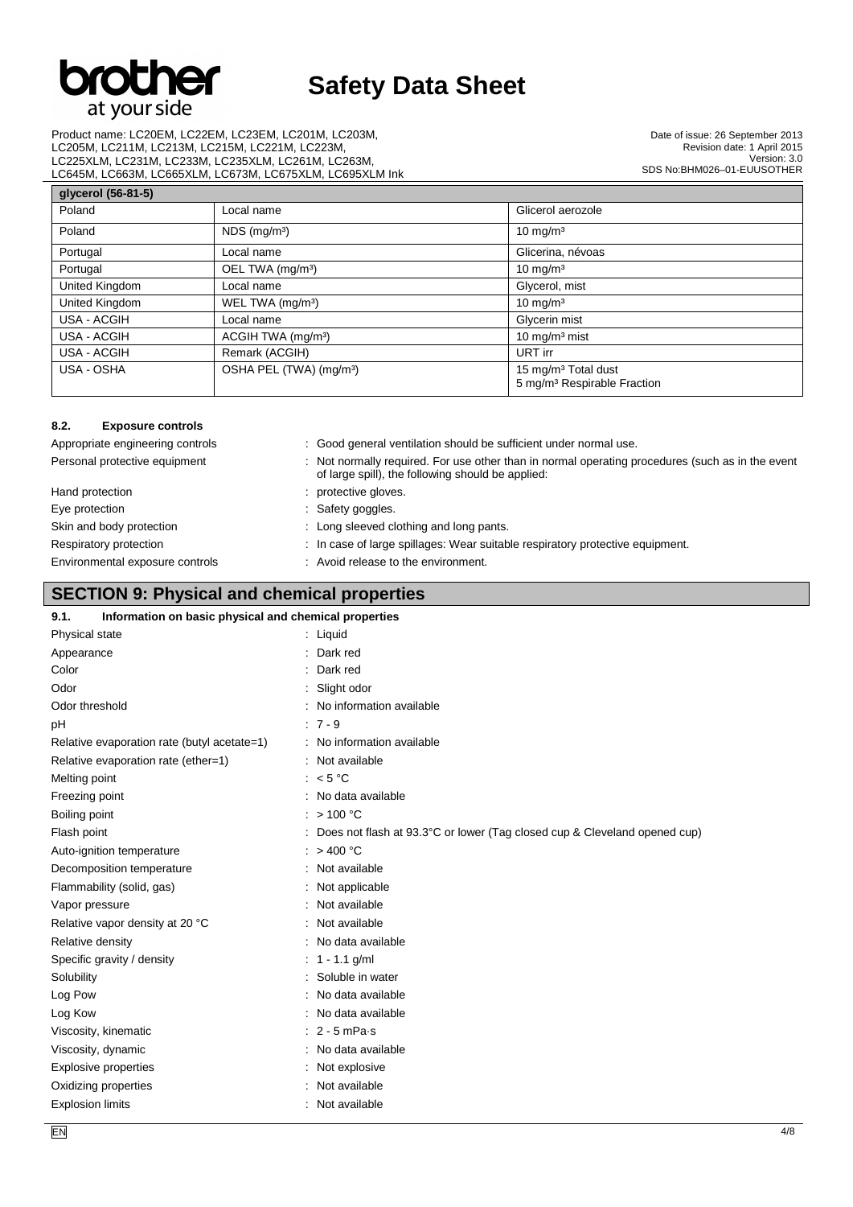| glycerol (56-81-5) | | |
|---|---|---|
| Poland | Local name | Glicerol aerozole |
| Poland | NDS (mg/m³) | 10 mg/m³ |
| Portugal | Local name | Glicerina, névoas |
| Portugal | OEL TWA (mg/m³) | 10 mg/m³ |
| United Kingdom | Local name | Glycerol, mist |
| United Kingdom | WEL TWA (mg/m³) | 10 mg/m³ |
| USA - ACGIH | Local name | Glycerin mist |
| USA - ACGIH | ACGIH TWA (mg/m³) | 10 mg/m³ mist |
| USA - ACGIH | Remark (ACGIH) | URT irr |
| USA - OSHA | OSHA PEL (TWA) (mg/m³) | 15 mg/m³ Total dust<br>5 mg/m³ Respirable Fraction |

### 8.2. Exposure controls

| | |
|---|---|
| Appropriate engineering controls | : Good general ventilation should be sufficient under normal use. |
| Personal protective equipment | : Not normally required. For use other than in normal operating procedures (such as in the event of large spill), the following should be applied: |
| Hand protection | : protective gloves. |
| Eye protection | : Safety goggles. |
| Skin and body protection | : Long sleeved clothing and long pants. |
| Respiratory protection | : In case of large spillages: Wear suitable respiratory protective equipment. |
| Environmental exposure controls | : Avoid release to the environment. |

## SECTION 9: Physical and chemical properties

### 9.1. Information on basic physical and chemical properties

| | |
|---|---|
| Physical state | : Liquid |
| Appearance | : Dark red |
| Color | : Dark red |
| Odor | : Slight odor |
| Odor threshold | : No information available |
| pH | : 7 - 9 |
| Relative evaporation rate (butyl acetate=1) | : No information available |
| Relative evaporation rate (ether=1) | : Not available |
| Melting point | : < 5 °C |
| Freezing point | : No data available |
| Boiling point | : > 100 °C |
| Flash point | : Does not flash at 93.3°C or lower (Tag closed cup & Cleveland opened cup) |
| Auto-ignition temperature | : > 400 °C |
| Decomposition temperature | : Not available |
| Flammability (solid, gas) | : Not applicable |
| Vapor pressure | : Not available |
| Relative vapor density at 20 °C | : Not available |
| Relative density | : No data available |
| Specific gravity / density | : 1 - 1.1 g/ml |
| Solubility | : Soluble in water |
| Log Pow | : No data available |
| Log Kow | : No data available |
| Viscosity, kinematic | : 2 - 5 mPa·s |
| Viscosity, dynamic | : No data available |
| Explosive properties | : Not explosive |
| Oxidizing properties | : Not available |
| Explosion limits | : Not available |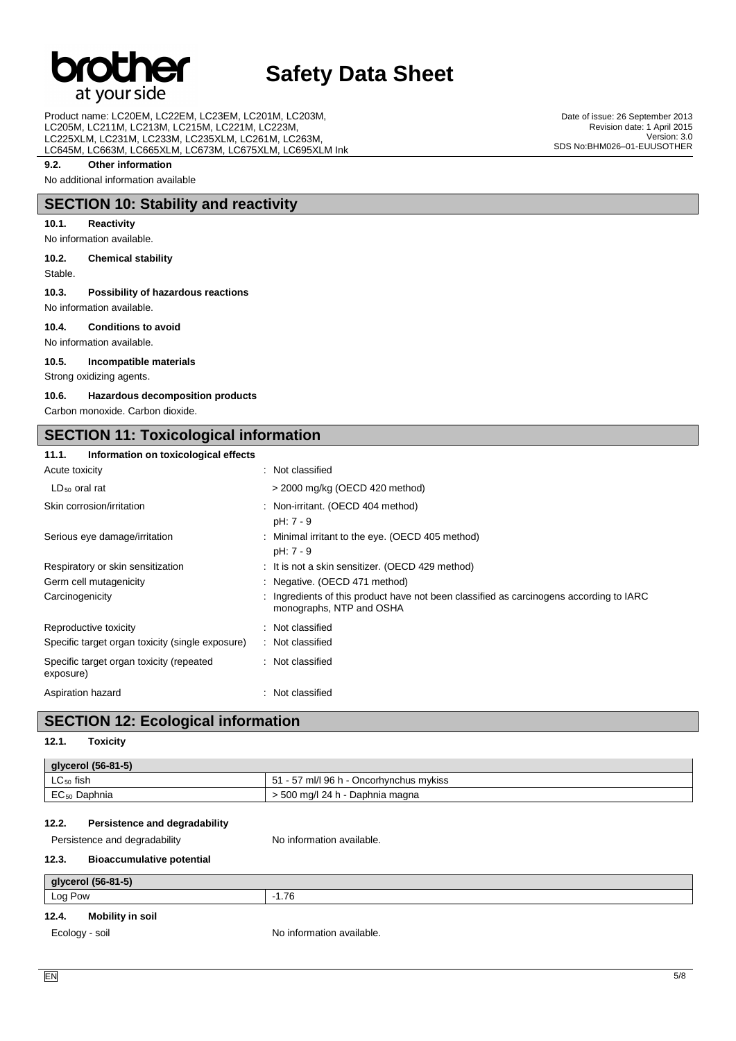### 9.2. Other information

No additional information available

## SECTION 10: Stability and reactivity

### 10.1. Reactivity

No information available.

### 10.2. Chemical stability

Stable.

### 10.3. Possibility of hazardous reactions

No information available.

### 10.4. Conditions to avoid

No information available.

### 10.5. Incompatible materials

Strong oxidizing agents.

### 10.6. Hazardous decomposition products

Carbon monoxide. Carbon dioxide.

## SECTION 11: Toxicological information

### 11.1. Information on toxicological effects

| | |
|---|---|
| Acute toxicity | : Not classified |
| $LD_{50}$ oral rat | > 2000 mg/kg (OECD 420 method) |
| Skin corrosion/irritation | : Non-irritant. (OECD 404 method)<br>pH: 7 - 9 |
| Serious eye damage/irritation | : Minimal irritant to the eye. (OECD 405 method)<br>pH: 7 - 9 |
| Respiratory or skin sensitization | : It is not a skin sensitizer. (OECD 429 method) |
| Germ cell mutagenicity | : Negative. (OECD 471 method) |
| Carcinogenicity | : Ingredients of this product have not been classified as carcinogens according to IARC monographs, NTP and OSHA |
| Reproductive toxicity | : Not classified |
| Specific target organ toxicity (single exposure) | : Not classified |
| Specific target organ toxicity (repeated exposure) | : Not classified |
| Aspiration hazard | : Not classified |

## SECTION 12: Ecological information

### 12.1. Toxicity

| glycerol (56-81-5) | |
|---|---|
| $LC_{50}$ fish | 51 - 57 ml/l 96 h - Oncorhynchus mykiss |
| $EC_{50}$ Daphnia | > 500 mg/l 24 h - Daphnia magna |

### 12.2. Persistence and degradability

Persistence and degradability: No information available.

### 12.3. Bioaccumulative potential

| glycerol (56-81-5) | |
|---|---|
| Log Pow | -1.76 |

### 12.4. Mobility in soil

Ecology - soil: No information available.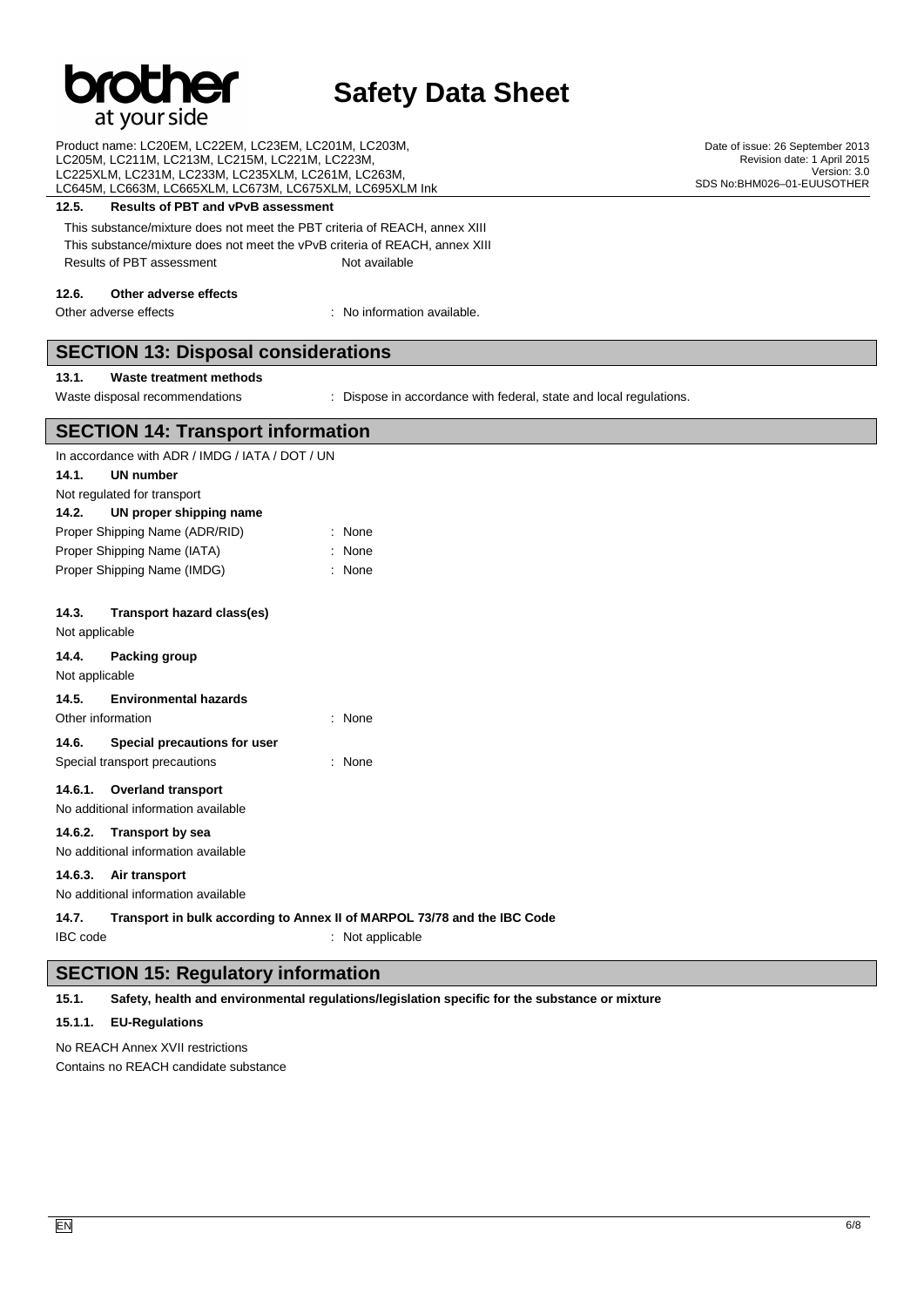#### 12.5. Results of PBT and vPvB assessment

This substance/mixture does not meet the PBT criteria of REACH, annex XIII
This substance/mixture does not meet the vPvB criteria of REACH, annex XIII
Results of PBT assessment Not available

#### 12.6. Other adverse effects

Other adverse effects : No information available.

## SECTION 13: Disposal considerations

#### 13.1. Waste treatment methods

Waste disposal recommendations : Dispose in accordance with federal, state and local regulations.

## SECTION 14: Transport information

In accordance with ADR / IMDG / IATA / DOT / UN

#### 14.1. UN number

Not regulated for transport

#### 14.2. UN proper shipping name

Proper Shipping Name (ADR/RID) : None
Proper Shipping Name (IATA) : None
Proper Shipping Name (IMDG) : None

#### 14.3. Transport hazard class(es)

Not applicable

#### 14.4. Packing group

Not applicable

#### 14.5. Environmental hazards

Other information : None

#### 14.6. Special precautions for user

Special transport precautions : None

#### 14.6.1. Overland transport

No additional information available

#### 14.6.2. Transport by sea

No additional information available

#### 14.6.3. Air transport

No additional information available

#### 14.7. Transport in bulk according to Annex II of MARPOL 73/78 and the IBC Code

IBC code : Not applicable

## SECTION 15: Regulatory information

#### 15.1. Safety, health and environmental regulations/legislation specific for the substance or mixture

#### 15.1.1. EU-Regulations

No REACH Annex XVII restrictions
Contains no REACH candidate substance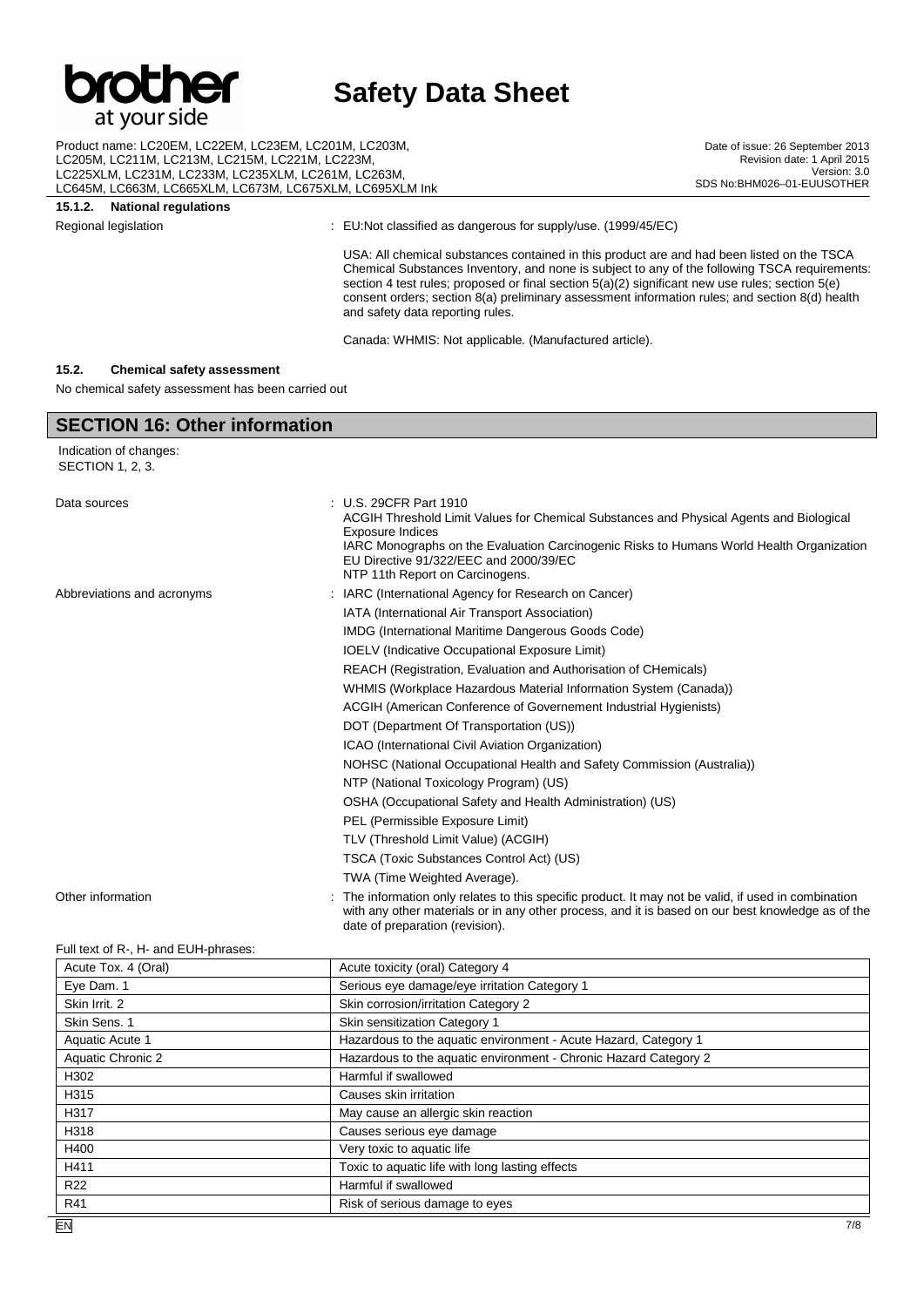#### 15.1.2. National regulations

Regional legislation : EU:Not classified as dangerous for supply/use. (1999/45/EC)

USA: All chemical substances contained in this product are and had been listed on the TSCA Chemical Substances Inventory, and none is subject to any of the following TSCA requirements: section 4 test rules; proposed or final section 5(a)(2) significant new use rules; section 5(e) consent orders; section 8(a) preliminary assessment information rules; and section 8(d) health and safety data reporting rules.

Canada: WHMIS: Not applicable. (Manufactured article).

### 15.2. Chemical safety assessment

No chemical safety assessment has been carried out

## SECTION 16: Other information

Indication of changes:
SECTION 1, 2, 3.

Data sources : U.S. 29CFR Part 1910
ACGIH Threshold Limit Values for Chemical Substances and Physical Agents and Biological Exposure Indices
IARC Monographs on the Evaluation Carcinogenic Risks to Humans World Health Organization
EU Directive 91/322/EEC and 2000/39/EC
NTP 11th Report on Carcinogens.

Abbreviations and acronyms :
- IARC (International Agency for Research on Cancer)
- IATA (International Air Transport Association)
- IMDG (International Maritime Dangerous Goods Code)
- IOELV (Indicative Occupational Exposure Limit)
- REACH (Registration, Evaluation and Authorisation of CHemicals)
- WHMIS (Workplace Hazardous Material Information System (Canada))
- ACGIH (American Conference of Governement Industrial Hygienists)
- DOT (Department Of Transportation (US))
- ICAO (International Civil Aviation Organization)
- NOHSC (National Occupational Health and Safety Commission (Australia))
- NTP (National Toxicology Program) (US)
- OSHA (Occupational Safety and Health Administration) (US)
- PEL (Permissible Exposure Limit)
- TLV (Threshold Limit Value) (ACGIH)
- TSCA (Toxic Substances Control Act) (US)
- TWA (Time Weighted Average).

Other information : The information only relates to this specific product. It may not be valid, if used in combination with any other materials or in any other process, and it is based on our best knowledge as of the date of preparation (revision).

Full text of R-, H- and EUH-phrases:

| | |
|---|---|
| Acute Tox. 4 (Oral) | Acute toxicity (oral) Category 4 |
| Eye Dam. 1 | Serious eye damage/eye irritation Category 1 |
| Skin Irrit. 2 | Skin corrosion/irritation Category 2 |
| Skin Sens. 1 | Skin sensitization Category 1 |
| Aquatic Acute 1 | Hazardous to the aquatic environment - Acute Hazard, Category 1 |
| Aquatic Chronic 2 | Hazardous to the aquatic environment - Chronic Hazard Category 2 |
| H302 | Harmful if swallowed |
| H315 | Causes skin irritation |
| H317 | May cause an allergic skin reaction |
| H318 | Causes serious eye damage |
| H400 | Very toxic to aquatic life |
| H411 | Toxic to aquatic life with long lasting effects |
| R22 | Harmful if swallowed |
| R41 | Risk of serious damage to eyes |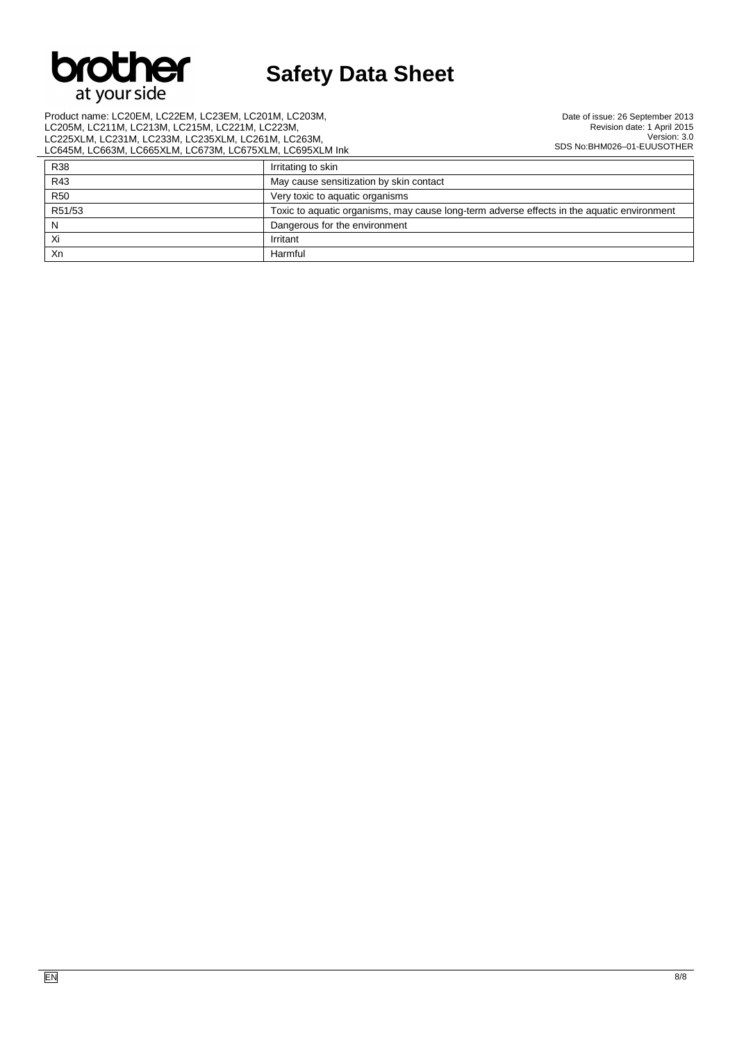| | |
|---|---|
| R38 | Irritating to skin |
| R43 | May cause sensitization by skin contact |
| R50 | Very toxic to aquatic organisms |
| R51/53 | Toxic to aquatic organisms, may cause long-term adverse effects in the aquatic environment |
| N | Dangerous for the environment |
| Xi | Irritant |
| Xn | Harmful |